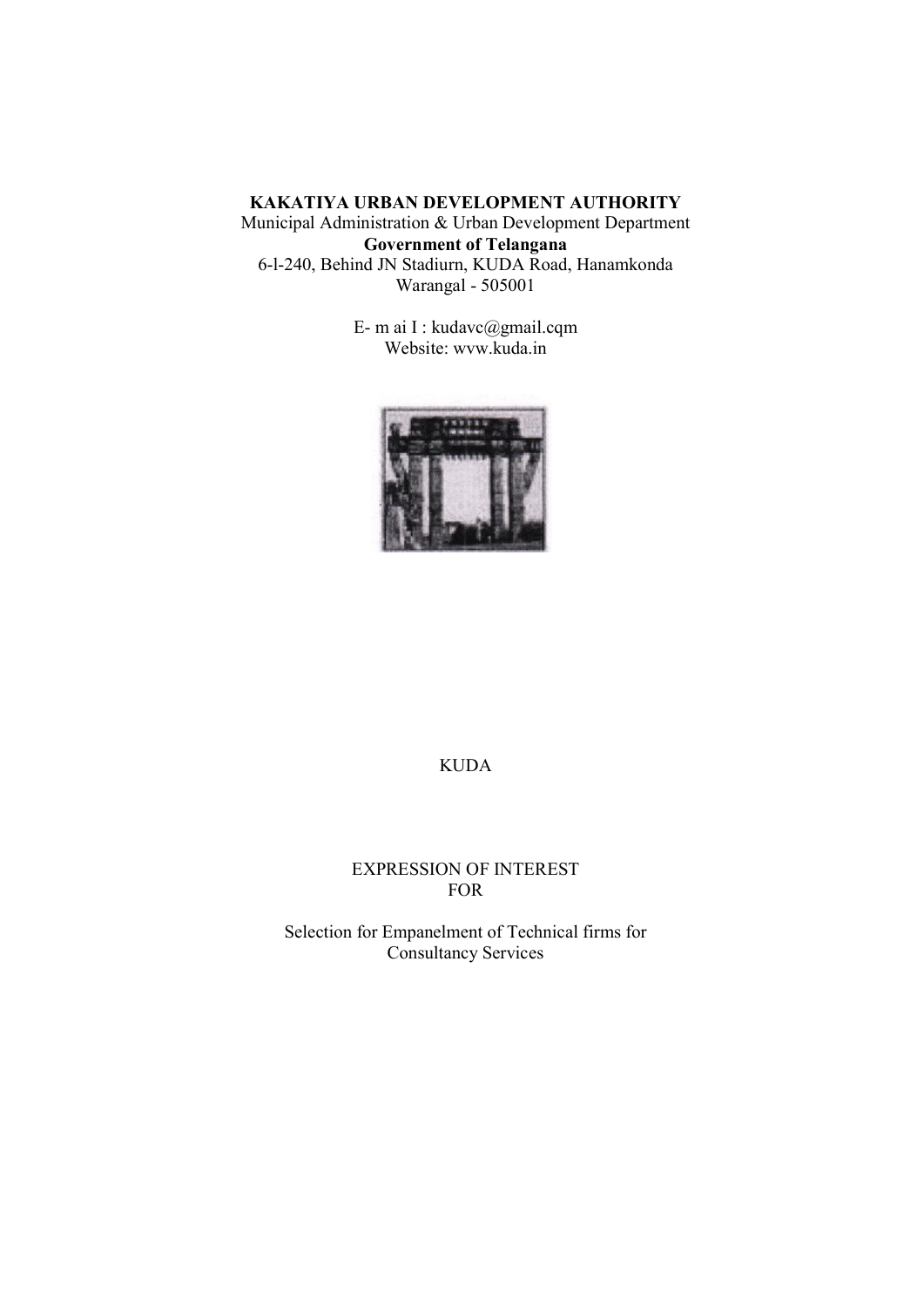**KAKATIYA URBAN DEVELOPMENT AUTHORITY**

Municipal Administration & Urban Development Department

**Government of Telangana**

6-l-240, Behind JN Stadiurn, KUDA Road, Hanamkonda

Warangal - 505001

E- m ai I : kudavc@gmail.cqm

Website: wvw.kuda.in

KUDA

EXPRESSION OF INTEREST

FOR

Selection for Empanelment of Technical firms for Consultancy Services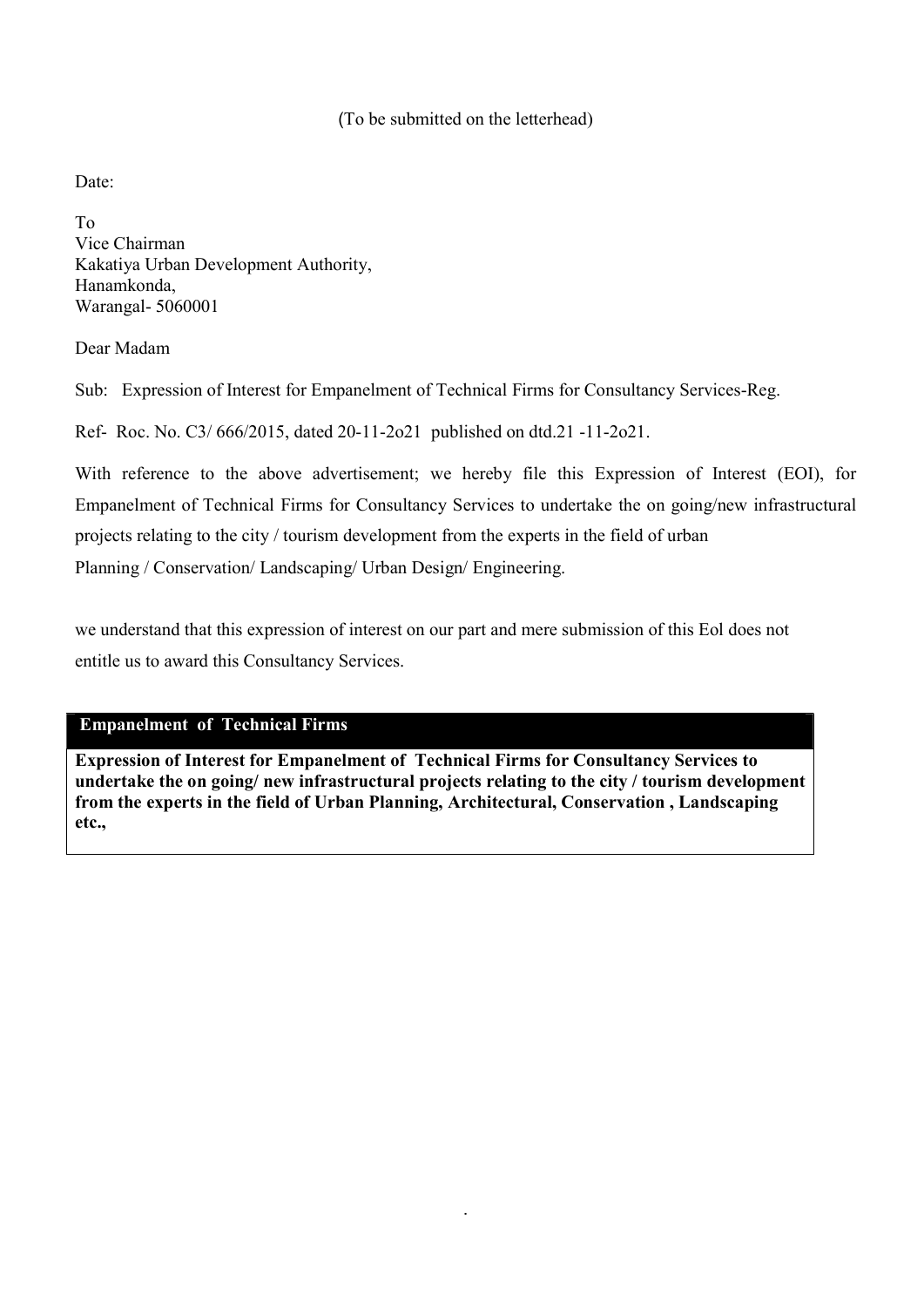(To be submitted on the letterhead)

Date:

To
Vice Chairman
Kakatiya Urban Development Authority,
Hanamkonda,
Warangal- 5060001

Dear Madam

Sub: Expression of Interest for Empanelment of Technical Firms for Consultancy Services-Reg.

Ref- Roc. No. C3/ 666/2015, dated 20-11-2o21 published on dtd.21 -11-2o21.

With reference to the above advertisement; we hereby file this Expression of Interest (EOI), for Empanelment of Technical Firms for Consultancy Services to undertake the on going/new infrastructural projects relating to the city / tourism development from the experts in the field of urban Planning / Conservation/ Landscaping/ Urban Design/ Engineering.

we understand that this expression of interest on our part and mere submission of this Eol does not entitle us to award this Consultancy Services.

| **Empanelment of Technical Firms** |
| --- |
| **Expression of Interest for Empanelment of Technical Firms for Consultancy Services to undertake the on going/ new infrastructural projects relating to the city / tourism development from the experts in the field of Urban Planning, Architectural, Conservation , Landscaping etc.,** |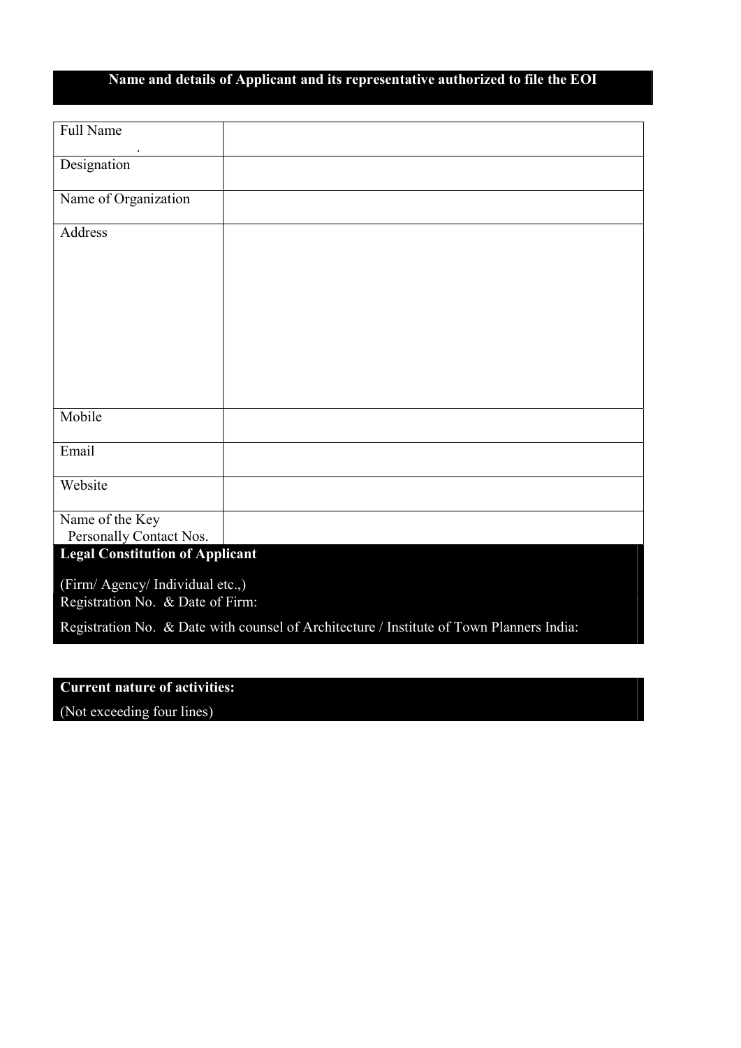## Name and details of Applicant and its representative authorized to file the EOI

| | |
|---|---|
| Full Name | |
| Designation | |
| Name of Organization | |
| Address | |
| Mobile | |
| Email | |
| Website | |
| Name of the Key Personally Contact Nos. | |

**Legal Constitution of Applicant**

(Firm/ Agency/ Individual etc.,)

Registration No. & Date of Firm:

Registration No. & Date with counsel of Architecture / Institute of Town Planners India:

**Current nature of activities:**

(Not exceeding four lines)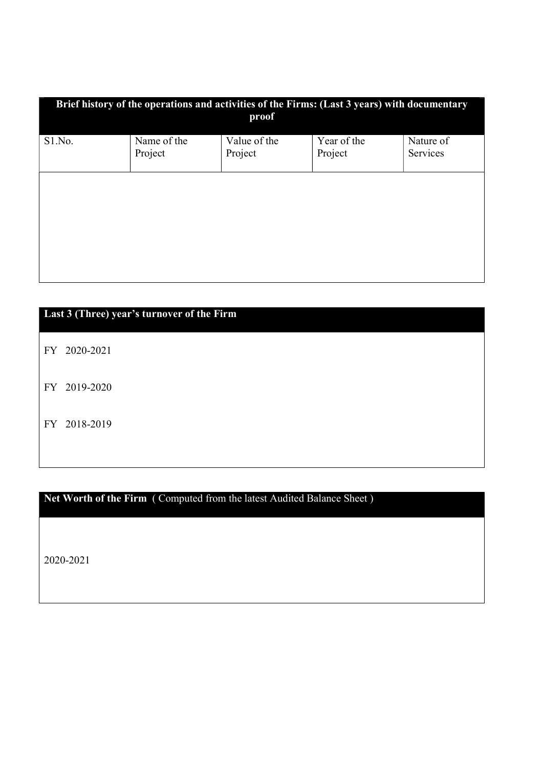| Brief history of the operations and activities of the Firms: (Last 3 years) with documentary proof | | | | |
|---|---|---|---|---|
| S1.No. | Name of the Project | Value of the Project | Year of the Project | Nature of Services |
| | | | | |

| **Last 3 (Three) year's turnover of the Firm** |
|---|
| FY 2020-2021 |
| FY 2019-2020 |
| FY 2018-2019 |

| **Net Worth of the Firm** ( Computed from the latest Audited Balance Sheet ) |
|---|
| 2020-2021 |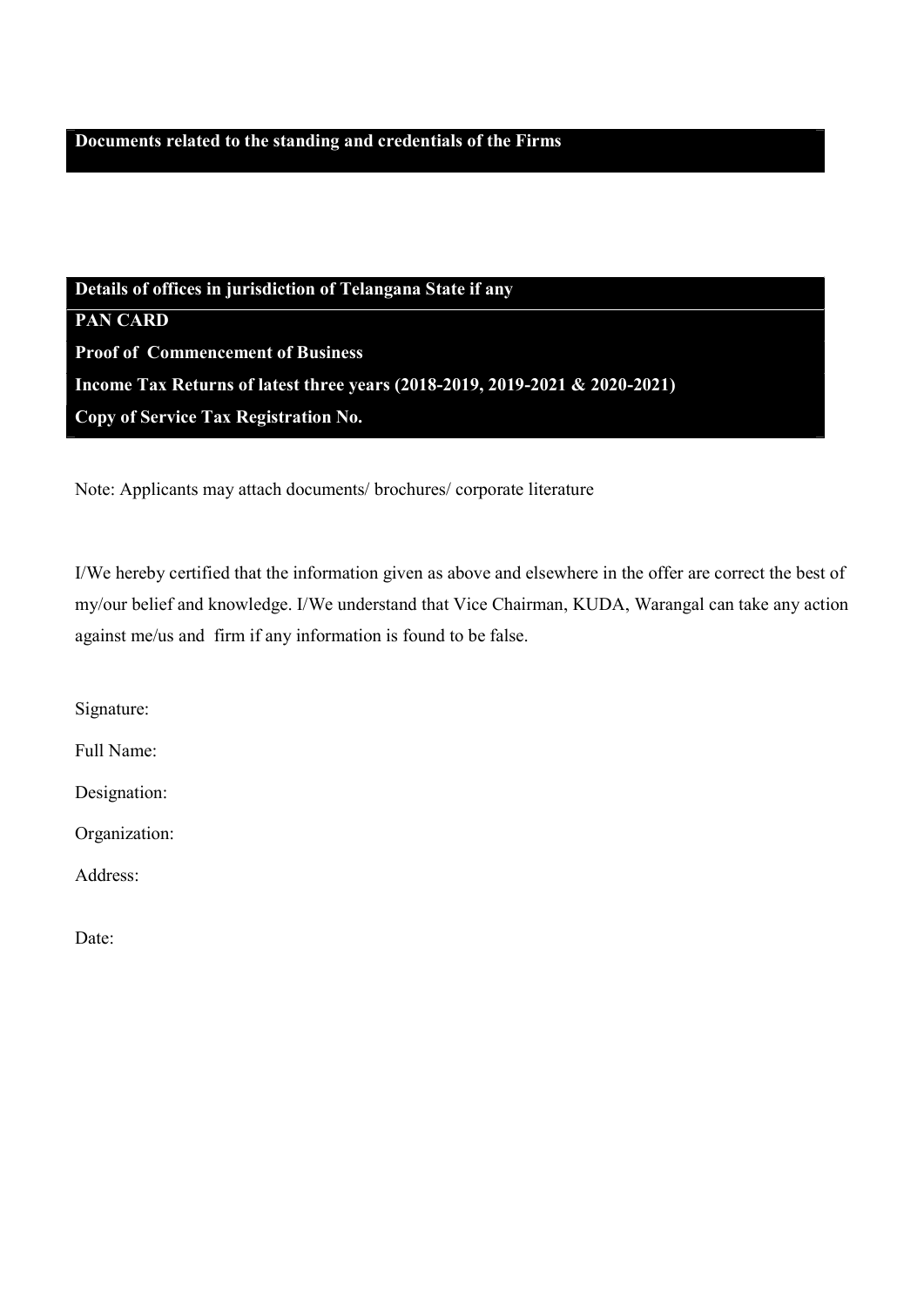**Documents related to the standing and credentials of the Firms**

**Details of offices in jurisdiction of Telangana State if any**

**PAN CARD**

**Proof of Commencement of Business**

**Income Tax Returns of latest three years (2018-2019, 2019-2021 & 2020-2021)**

**Copy of Service Tax Registration No.**

Note: Applicants may attach documents/ brochures/ corporate literature

I/We hereby certified that the information given as above and elsewhere in the offer are correct the best of my/our belief and knowledge. I/We understand that Vice Chairman, KUDA, Warangal can take any action against me/us and firm if any information is found to be false.

Signature:

Full Name:

Designation:

Organization:

Address:

Date: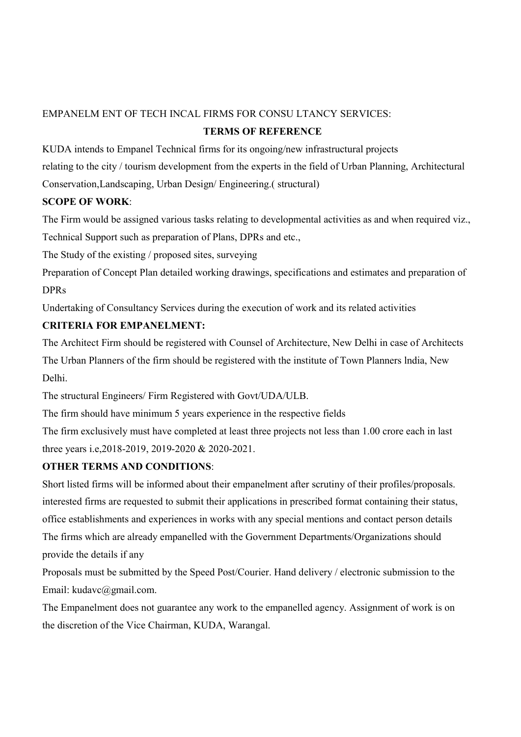EMPANELM ENT OF TECH INCAL FIRMS FOR CONSU LTANCY SERVICES:

**TERMS OF REFERENCE**

KUDA intends to Empanel Technical firms for its ongoing/new infrastructural projects relating to the city / tourism development from the experts in the field of Urban Planning, Architectural Conservation,Landscaping, Urban Design/ Engineering.( structural)

**SCOPE OF WORK**:

The Firm would be assigned various tasks relating to developmental activities as and when required viz., Technical Support such as preparation of Plans, DPRs and etc.,

The Study of the existing / proposed sites, surveying

Preparation of Concept Plan detailed working drawings, specifications and estimates and preparation of DPRs

Undertaking of Consultancy Services during the execution of work and its related activities

**CRITERIA FOR EMPANELMENT:**

The Architect Firm should be registered with Counsel of Architecture, New Delhi in case of Architects

The Urban Planners of the firm should be registered with the institute of Town Planners lndia, New Delhi.

The structural Engineers/ Firm Registered with Govt/UDA/ULB.

The firm should have minimum 5 years experience in the respective fields

The firm exclusively must have completed at least three projects not less than 1.00 crore each in last three years i.e,2018-2019, 2019-2020 & 2020-2021.

**OTHER TERMS AND CONDITIONS**:

Short listed firms will be informed about their empanelment after scrutiny of their profiles/proposals.

interested firms are requested to submit their applications in prescribed format containing their status, office establishments and experiences in works with any special mentions and contact person details

The firms which are already empanelled with the Government Departments/Organizations should provide the details if any

Proposals must be submitted by the Speed Post/Courier. Hand delivery / electronic submission to the Email: kudavc@gmail.com.

The Empanelment does not guarantee any work to the empanelled agency. Assignment of work is on the discretion of the Vice Chairman, KUDA, Warangal.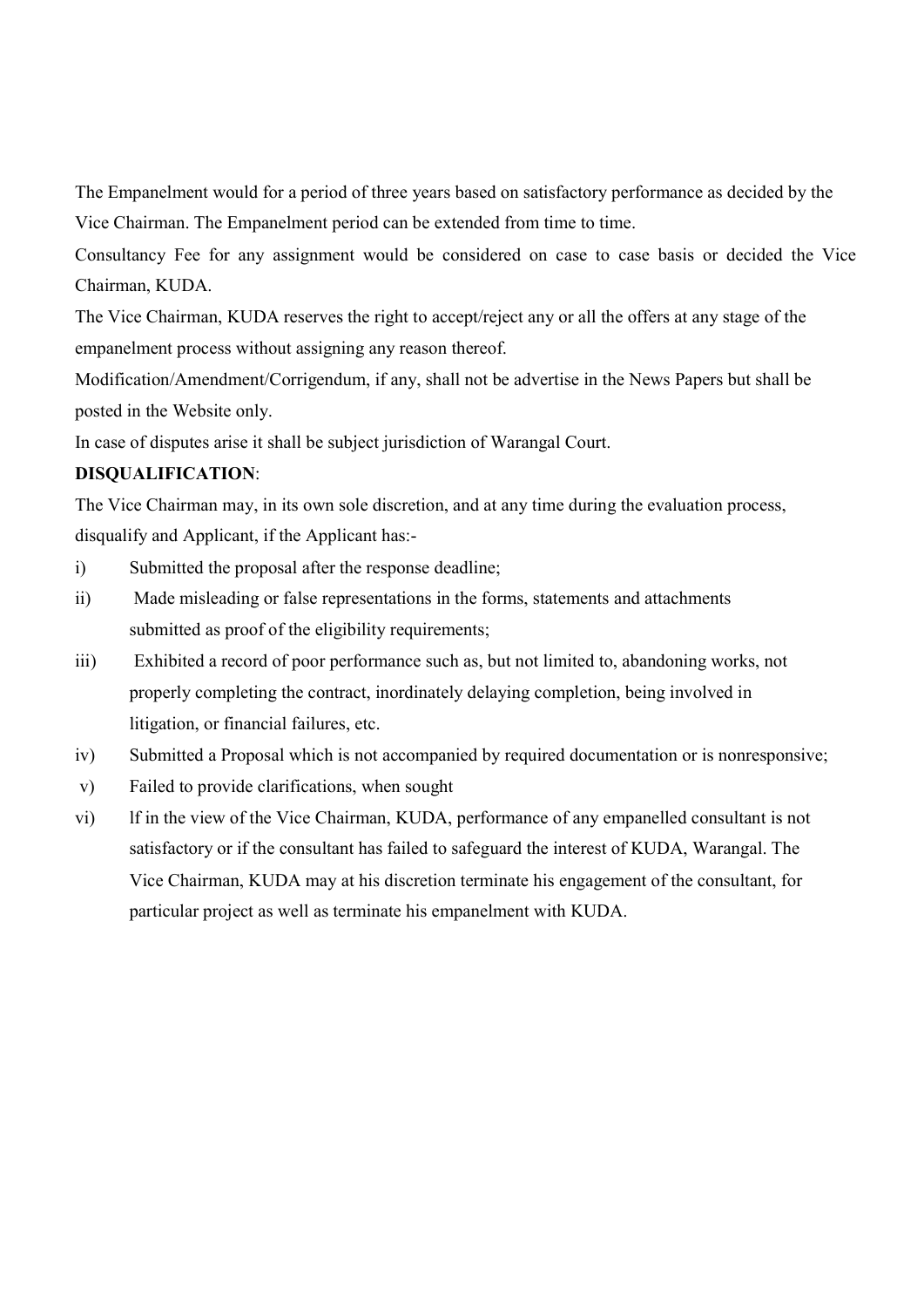The Empanelment would for a period of three years based on satisfactory performance as decided by the Vice Chairman. The Empanelment period can be extended from time to time.

Consultancy Fee for any assignment would be considered on case to case basis or decided the Vice Chairman, KUDA.

The Vice Chairman, KUDA reserves the right to accept/reject any or all the offers at any stage of the empanelment process without assigning any reason thereof.

Modification/Amendment/Corrigendum, if any, shall not be advertise in the News Papers but shall be posted in the Website only.

In case of disputes arise it shall be subject jurisdiction of Warangal Court.

**DISQUALIFICATION**:

The Vice Chairman may, in its own sole discretion, and at any time during the evaluation process, disqualify and Applicant, if the Applicant has:-

i) Submitted the proposal after the response deadline;

ii) Made misleading or false representations in the forms, statements and attachments submitted as proof of the eligibility requirements;

iii) Exhibited a record of poor performance such as, but not limited to, abandoning works, not properly completing the contract, inordinately delaying completion, being involved in litigation, or financial failures, etc.

iv) Submitted a Proposal which is not accompanied by required documentation or is nonresponsive;

v) Failed to provide clarifications, when sought

vi) lf in the view of the Vice Chairman, KUDA, performance of any empanelled consultant is not satisfactory or if the consultant has failed to safeguard the interest of KUDA, Warangal. The Vice Chairman, KUDA may at his discretion terminate his engagement of the consultant, for particular project as well as terminate his empanelment with KUDA.